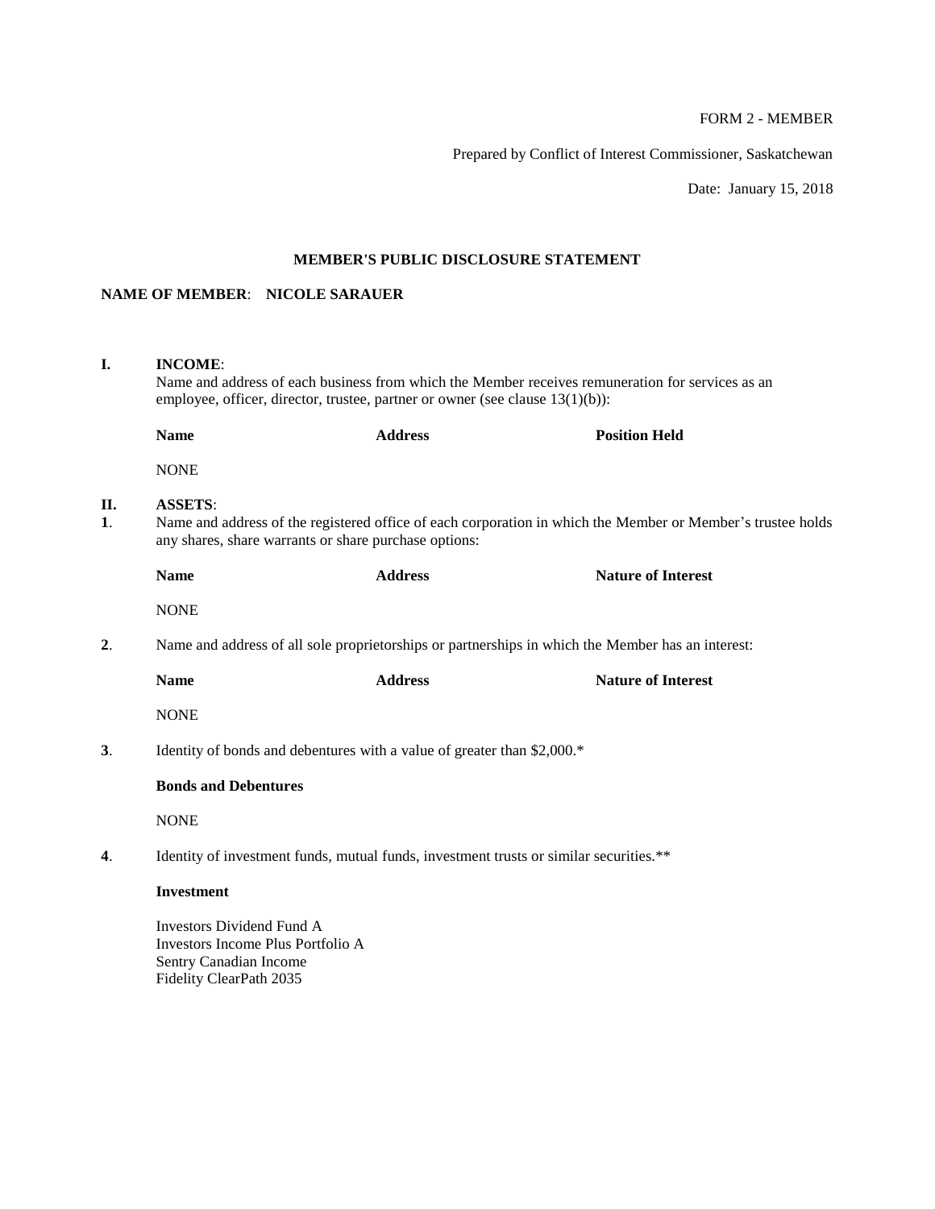FORM 2 - MEMBER

Prepared by Conflict of Interest Commissioner, Saskatchewan

Date: January 15, 2018

## MEMBER'S PUBLIC DISCLOSURE STATEMENT

**NAME OF MEMBER**: **NICOLE SARAUER**

**I. INCOME**:

Name and address of each business from which the Member receives remuneration for services as an employee, officer, director, trustee, partner or owner (see clause 13(1)(b)):

| Name | Address | Position Held |
| --- | --- | --- |
| NONE | | |

**II. ASSETS**:

**1**. Name and address of the registered office of each corporation in which the Member or Member's trustee holds any shares, share warrants or share purchase options:

| Name | Address | Nature of Interest |
| --- | --- | --- |
| NONE | | |

**2**. Name and address of all sole proprietorships or partnerships in which the Member has an interest:

| Name | Address | Nature of Interest |
| --- | --- | --- |
| NONE | | |

**3**. Identity of bonds and debentures with a value of greater than $2,000.*

**Bonds and Debentures**

NONE

**4**. Identity of investment funds, mutual funds, investment trusts or similar securities.**

**Investment**

Investors Dividend Fund A
Investors Income Plus Portfolio A
Sentry Canadian Income
Fidelity ClearPath 2035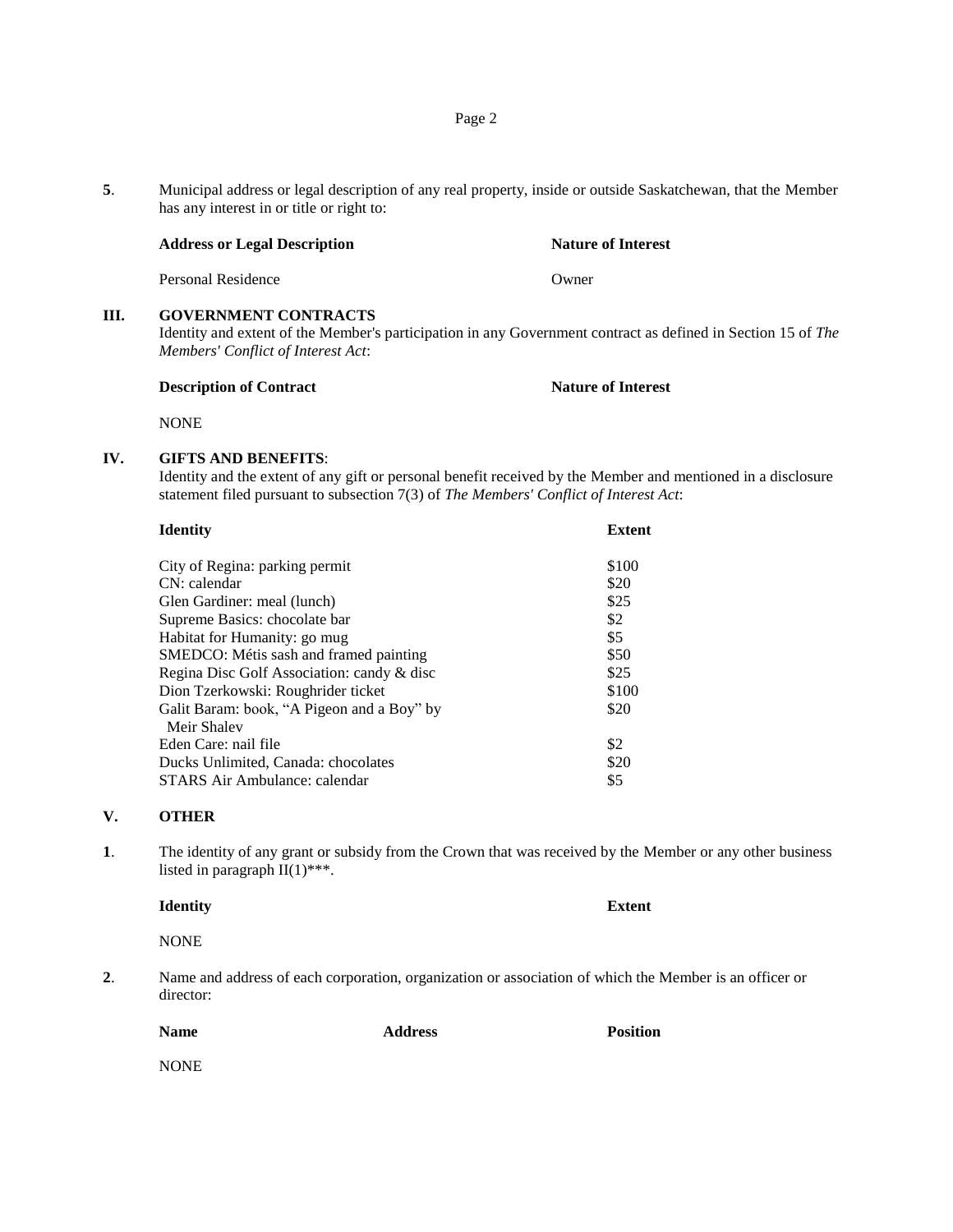**5**. Municipal address or legal description of any real property, inside or outside Saskatchewan, that the Member has any interest in or title or right to:

| **Address or Legal Description** | **Nature of Interest** |
|---|---|
| Personal Residence | Owner |

## III. GOVERNMENT CONTRACTS

Identity and extent of the Member's participation in any Government contract as defined in Section 15 of *The Members' Conflict of Interest Act*:

| **Description of Contract** | **Nature of Interest** |
|---|---|
| NONE | |

## IV. GIFTS AND BENEFITS:

Identity and the extent of any gift or personal benefit received by the Member and mentioned in a disclosure statement filed pursuant to subsection 7(3) of *The Members' Conflict of Interest Act*:

| **Identity** | **Extent** |
|---|---|
| City of Regina: parking permit | $100 |
| CN: calendar | $20 |
| Glen Gardiner: meal (lunch) | $25 |
| Supreme Basics: chocolate bar | $2 |
| Habitat for Humanity: go mug | $5 |
| SMEDCO: Métis sash and framed painting | $50 |
| Regina Disc Golf Association: candy & disc | $25 |
| Dion Tzerkowski: Roughrider ticket | $100 |
| Galit Baram: book, "A Pigeon and a Boy" by Meir Shalev | $20 |
| Eden Care: nail file | $2 |
| Ducks Unlimited, Canada: chocolates | $20 |
| STARS Air Ambulance: calendar | $5 |

## V. OTHER

**1**. The identity of any grant or subsidy from the Crown that was received by the Member or any other business listed in paragraph II(1)***.

| **Identity** | **Extent** |
|---|---|
| NONE | |

**2**. Name and address of each corporation, organization or association of which the Member is an officer or director:

| **Name** | **Address** | **Position** |
|---|---|---|
| NONE | | |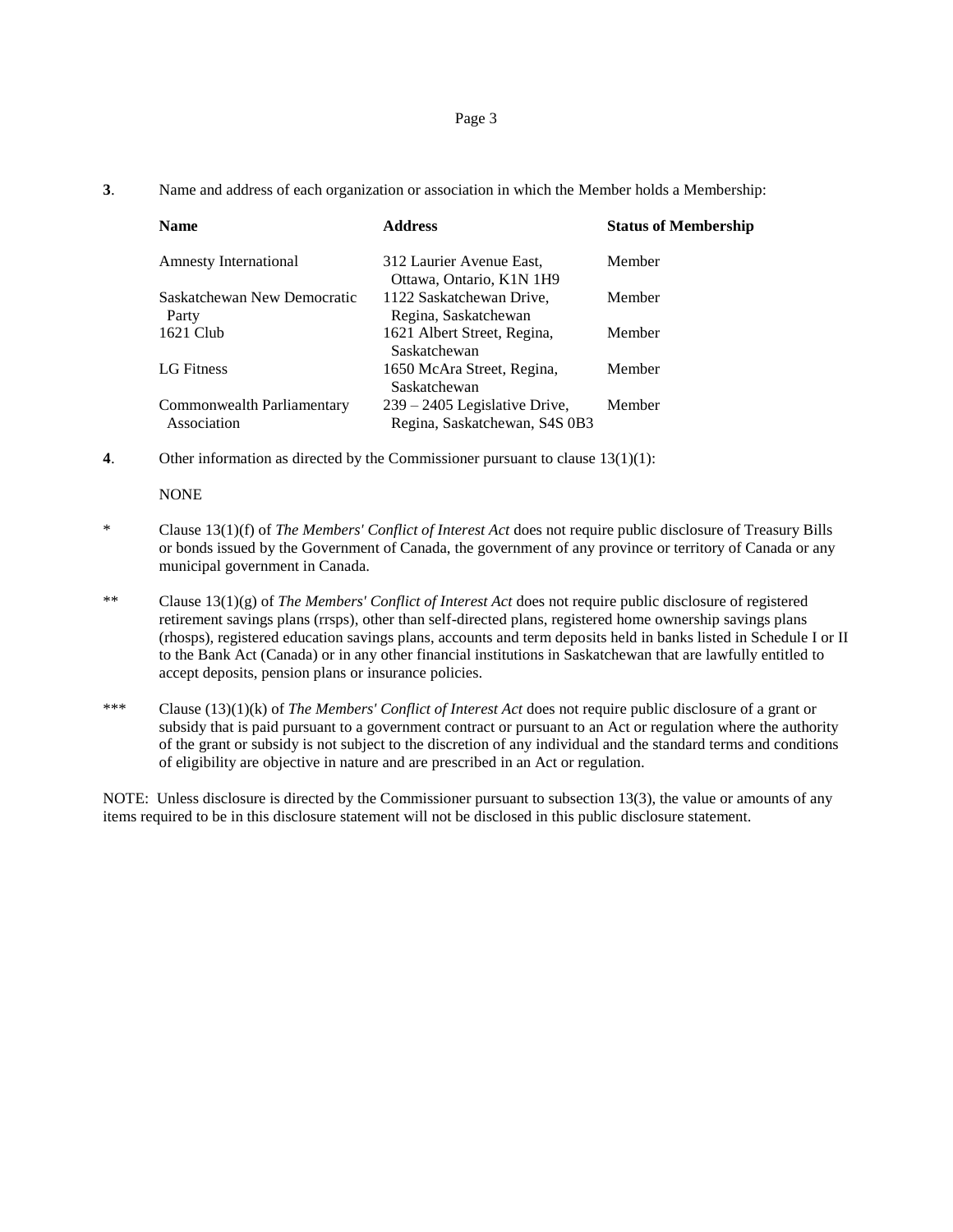**3**. Name and address of each organization or association in which the Member holds a Membership:

| Name | Address | Status of Membership |
|---|---|---|
| Amnesty International | 312 Laurier Avenue East, Ottawa, Ontario, K1N 1H9 | Member |
| Saskatchewan New Democratic Party | 1122 Saskatchewan Drive, Regina, Saskatchewan | Member |
| 1621 Club | 1621 Albert Street, Regina, Saskatchewan | Member |
| LG Fitness | 1650 McAra Street, Regina, Saskatchewan | Member |
| Commonwealth Parliamentary Association | 239 – 2405 Legislative Drive, Regina, Saskatchewan, S4S 0B3 | Member |

**4**. Other information as directed by the Commissioner pursuant to clause 13(1)(1):

NONE

\* Clause 13(1)(f) of *The Members' Conflict of Interest Act* does not require public disclosure of Treasury Bills or bonds issued by the Government of Canada, the government of any province or territory of Canada or any municipal government in Canada.

\*\* Clause 13(1)(g) of *The Members' Conflict of Interest Act* does not require public disclosure of registered retirement savings plans (rrsps), other than self-directed plans, registered home ownership savings plans (rhosps), registered education savings plans, accounts and term deposits held in banks listed in Schedule I or II to the Bank Act (Canada) or in any other financial institutions in Saskatchewan that are lawfully entitled to accept deposits, pension plans or insurance policies.

\*\*\* Clause (13)(1)(k) of *The Members' Conflict of Interest Act* does not require public disclosure of a grant or subsidy that is paid pursuant to a government contract or pursuant to an Act or regulation where the authority of the grant or subsidy is not subject to the discretion of any individual and the standard terms and conditions of eligibility are objective in nature and are prescribed in an Act or regulation.

NOTE: Unless disclosure is directed by the Commissioner pursuant to subsection 13(3), the value or amounts of any items required to be in this disclosure statement will not be disclosed in this public disclosure statement.